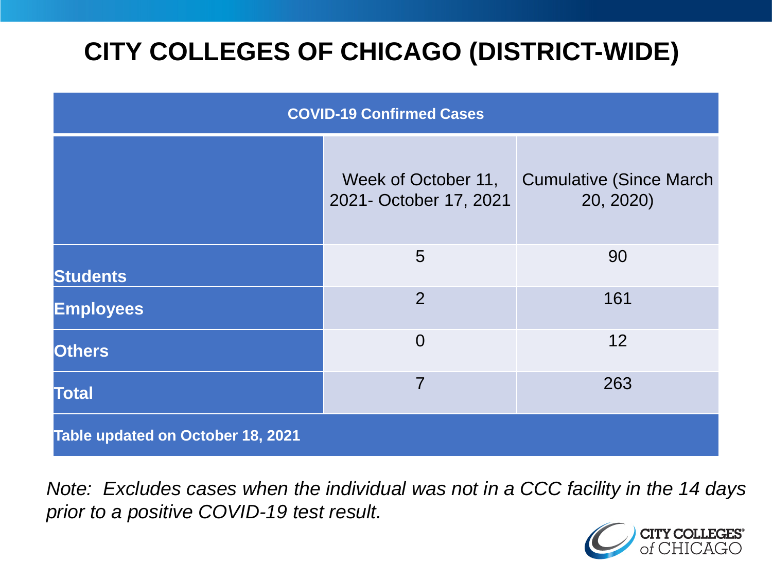# CITY COLLEGES OF CHICAGO (DISTRICT-WIDE)

| COVID-19 Confirmed Cases | | |
|---|---|---|
| | Week of October 11, 2021- October 17, 2021 | Cumulative (Since March 20, 2020) |
| **Students** | 5 | 90 |
| **Employees** | 2 | 161 |
| **Others** | 0 | 12 |
| **Total** | 7 | 263 |
| **Table updated on October 18, 2021** | | |

*Note: Excludes cases when the individual was not in a CCC facility in the 14 days prior to a positive COVID-19 test result.*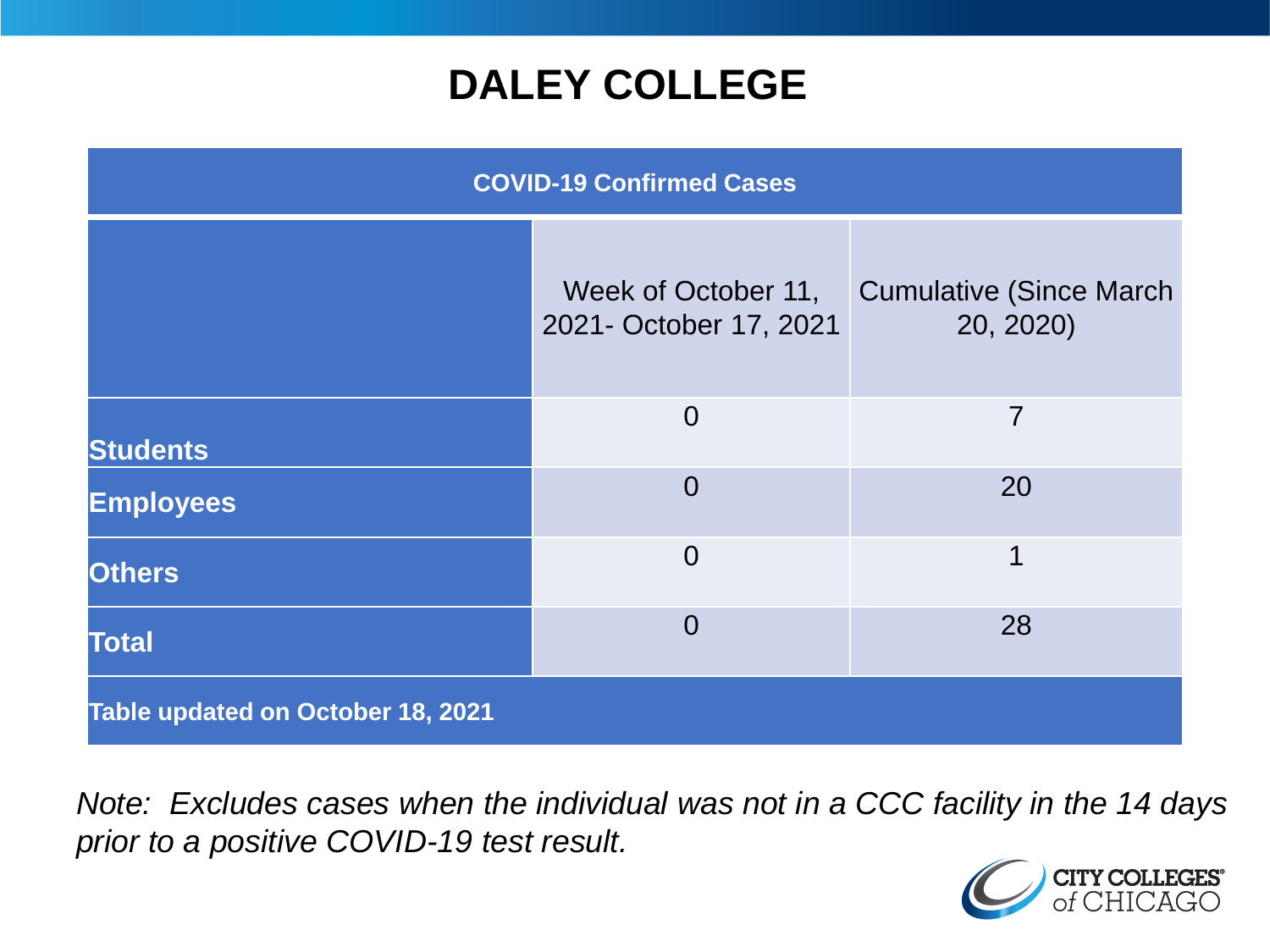# DALEY COLLEGE

| COVID-19 Confirmed Cases | | |
|---|---|---|
| | Week of October 11, 2021- October 17, 2021 | Cumulative (Since March 20, 2020) |
| **Students** | 0 | 7 |
| **Employees** | 0 | 20 |
| **Others** | 0 | 1 |
| **Total** | 0 | 28 |
| **Table updated on October 18, 2021** | | |

*Note: Excludes cases when the individual was not in a CCC facility in the 14 days prior to a positive COVID-19 test result.*

CITY COLLEGES of CHICAGO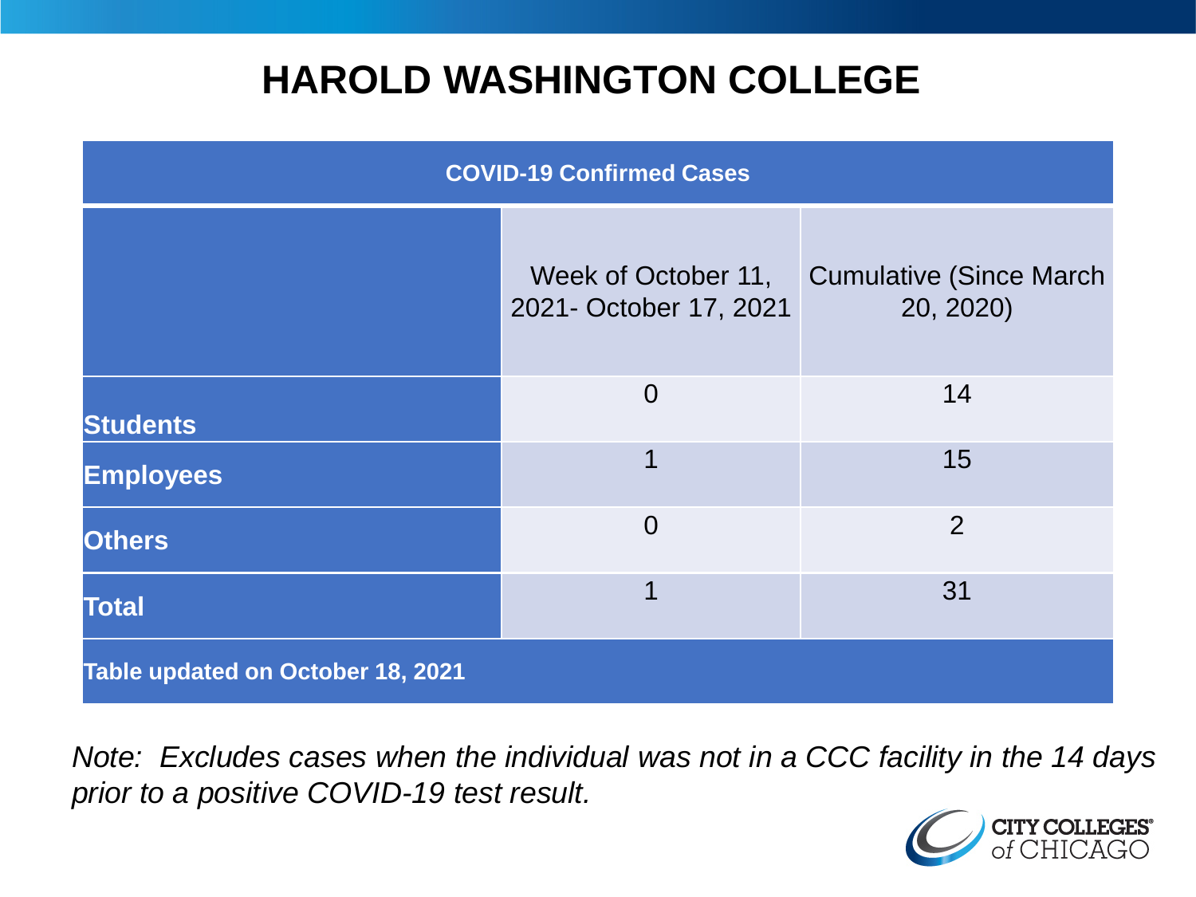# HAROLD WASHINGTON COLLEGE

| COVID-19 Confirmed Cases | | |
|---|---|---|
| | Week of October 11, 2021- October 17, 2021 | Cumulative (Since March 20, 2020) |
| **Students** | 0 | 14 |
| **Employees** | 1 | 15 |
| **Others** | 0 | 2 |
| **Total** | 1 | 31 |
| **Table updated on October 18, 2021** | | |

*Note: Excludes cases when the individual was not in a CCC facility in the 14 days prior to a positive COVID-19 test result.*

CITY COLLEGES of CHICAGO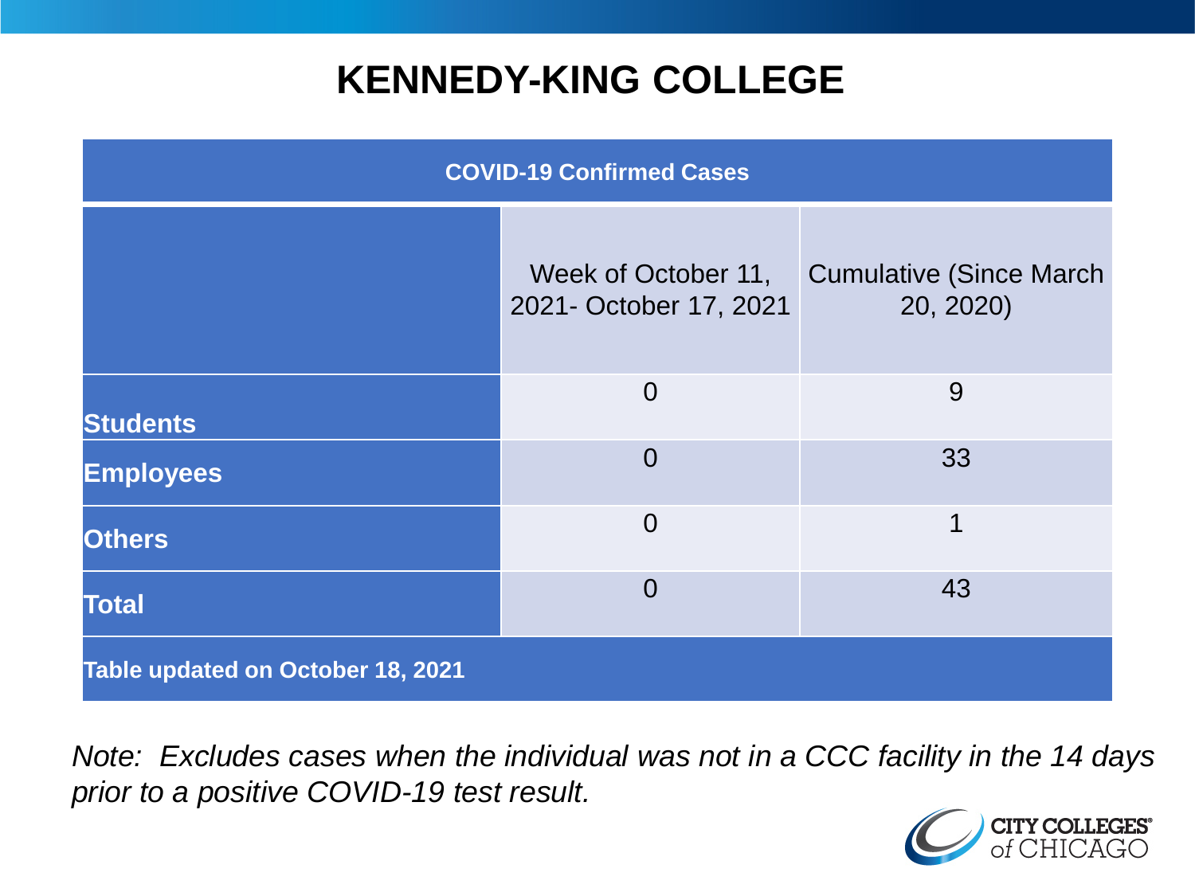# KENNEDY-KING COLLEGE

| COVID-19 Confirmed Cases | | |
|---|---|---|
| | Week of October 11, 2021- October 17, 2021 | Cumulative (Since March 20, 2020) |
| **Students** | 0 | 9 |
| **Employees** | 0 | 33 |
| **Others** | 0 | 1 |
| **Total** | 0 | 43 |
| **Table updated on October 18, 2021** | | |

*Note: Excludes cases when the individual was not in a CCC facility in the 14 days prior to a positive COVID-19 test result.*

CITY COLLEGES of CHICAGO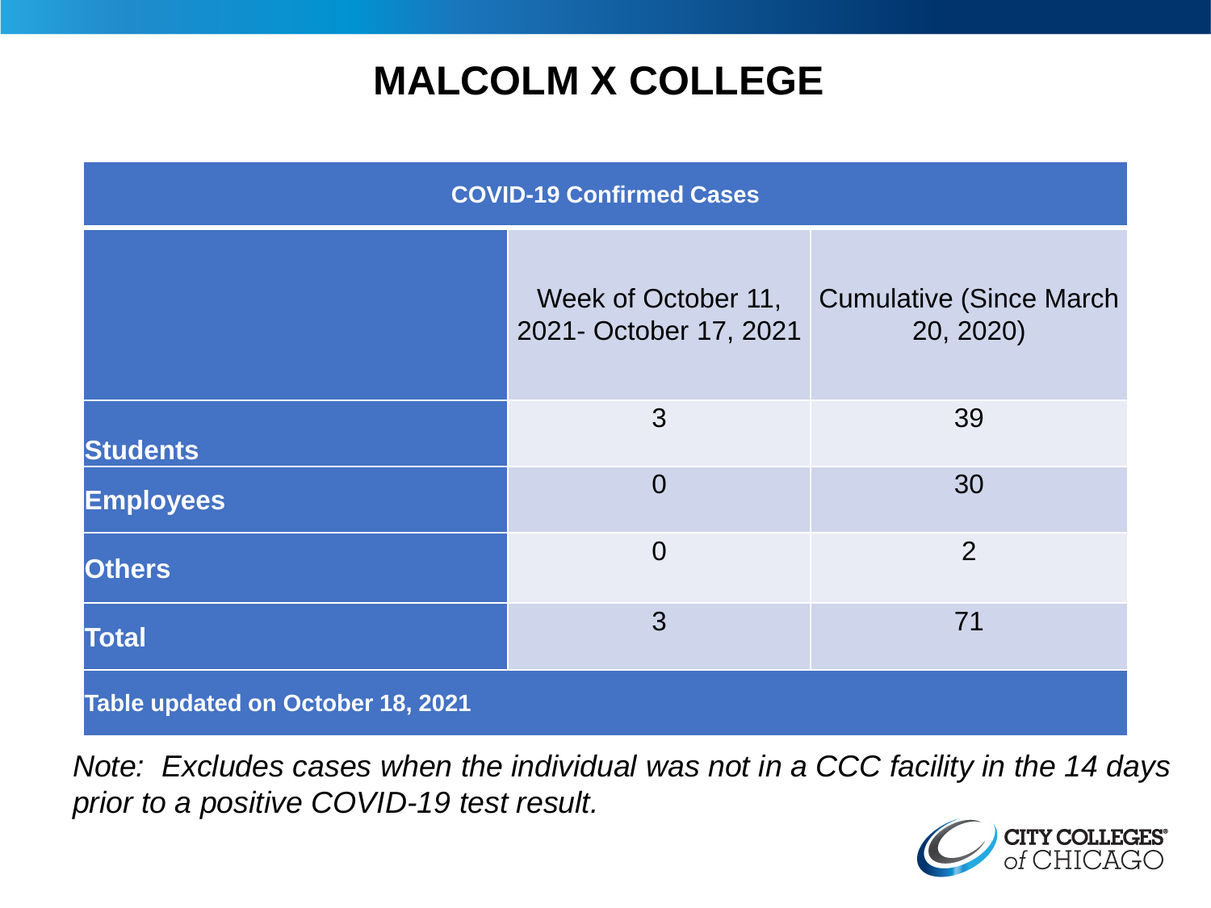# MALCOLM X COLLEGE

| COVID-19 Confirmed Cases | | |
|---|---|---|
| | Week of October 11, 2021- October 17, 2021 | Cumulative (Since March 20, 2020) |
| **Students** | 3 | 39 |
| **Employees** | 0 | 30 |
| **Others** | 0 | 2 |
| **Total** | 3 | 71 |
| **Table updated on October 18, 2021** | | |

*Note: Excludes cases when the individual was not in a CCC facility in the 14 days prior to a positive COVID-19 test result.*

CITY COLLEGES of CHICAGO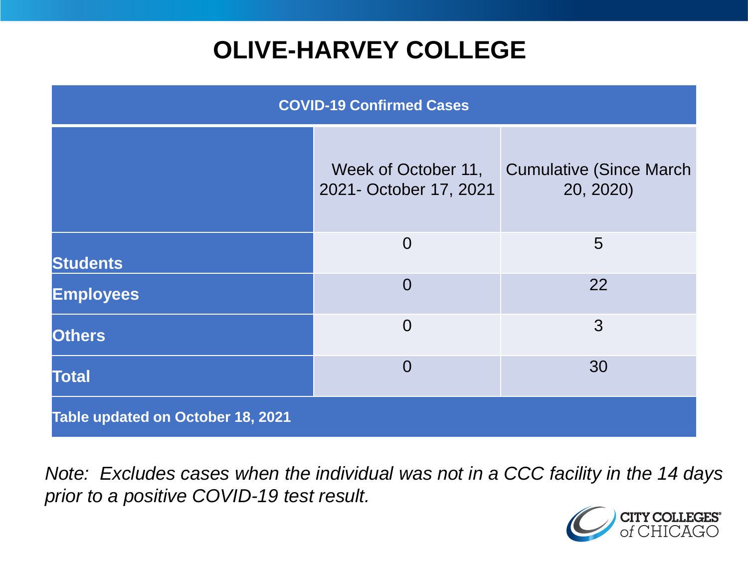# OLIVE-HARVEY COLLEGE

| COVID-19 Confirmed Cases | | |
|---|---|---|
| | Week of October 11, 2021- October 17, 2021 | Cumulative (Since March 20, 2020) |
| **Students** | 0 | 5 |
| **Employees** | 0 | 22 |
| **Others** | 0 | 3 |
| **Total** | 0 | 30 |
| **Table updated on October 18, 2021** | | |

*Note: Excludes cases when the individual was not in a CCC facility in the 14 days prior to a positive COVID-19 test result.*

CITY COLLEGES of CHICAGO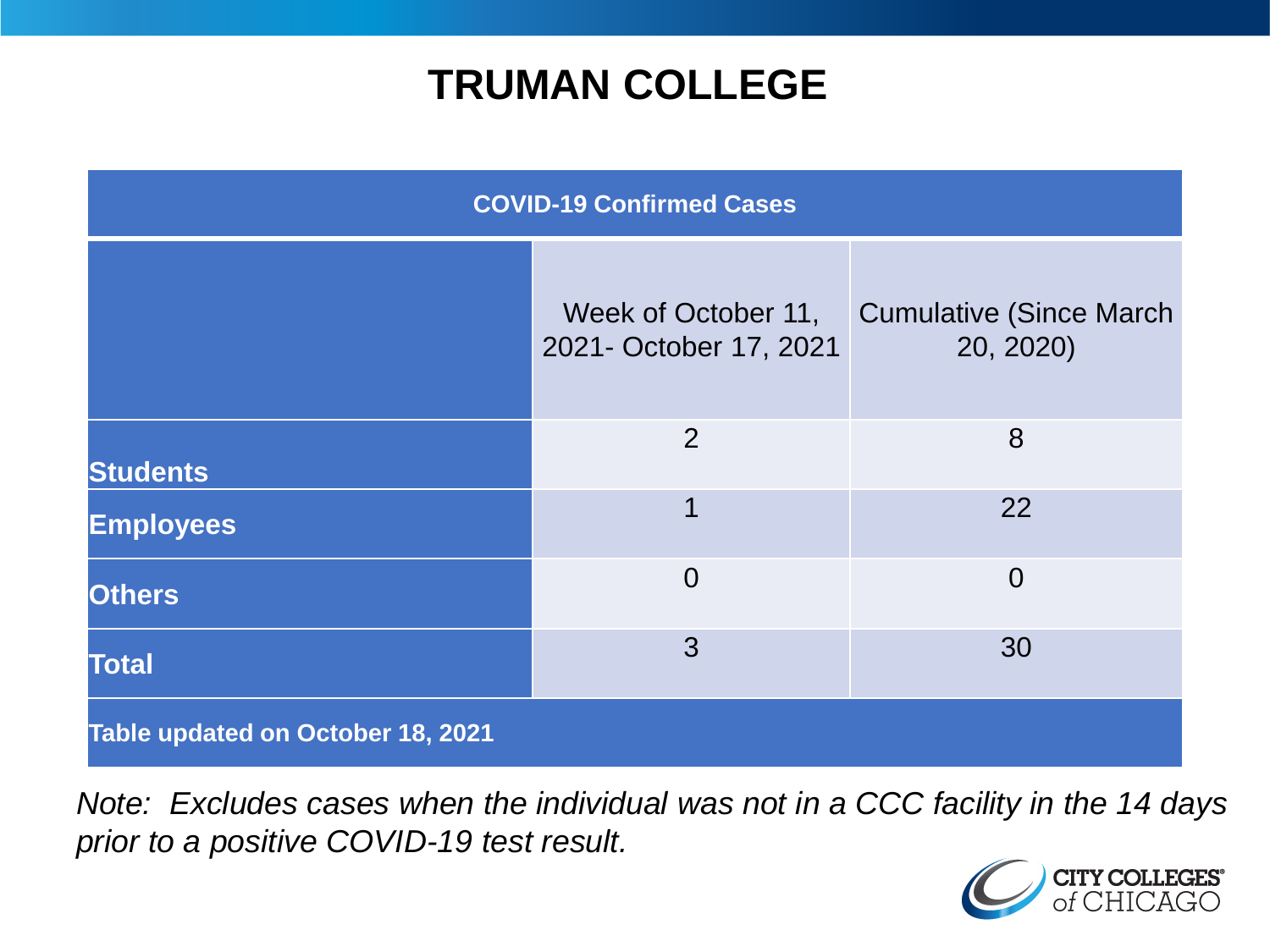# TRUMAN COLLEGE

| COVID-19 Confirmed Cases | | |
|---|---|---|
| | Week of October 11, 2021- October 17, 2021 | Cumulative (Since March 20, 2020) |
| **Students** | 2 | 8 |
| **Employees** | 1 | 22 |
| **Others** | 0 | 0 |
| **Total** | 3 | 30 |
| **Table updated on October 18, 2021** | | |

*Note: Excludes cases when the individual was not in a CCC facility in the 14 days prior to a positive COVID-19 test result.*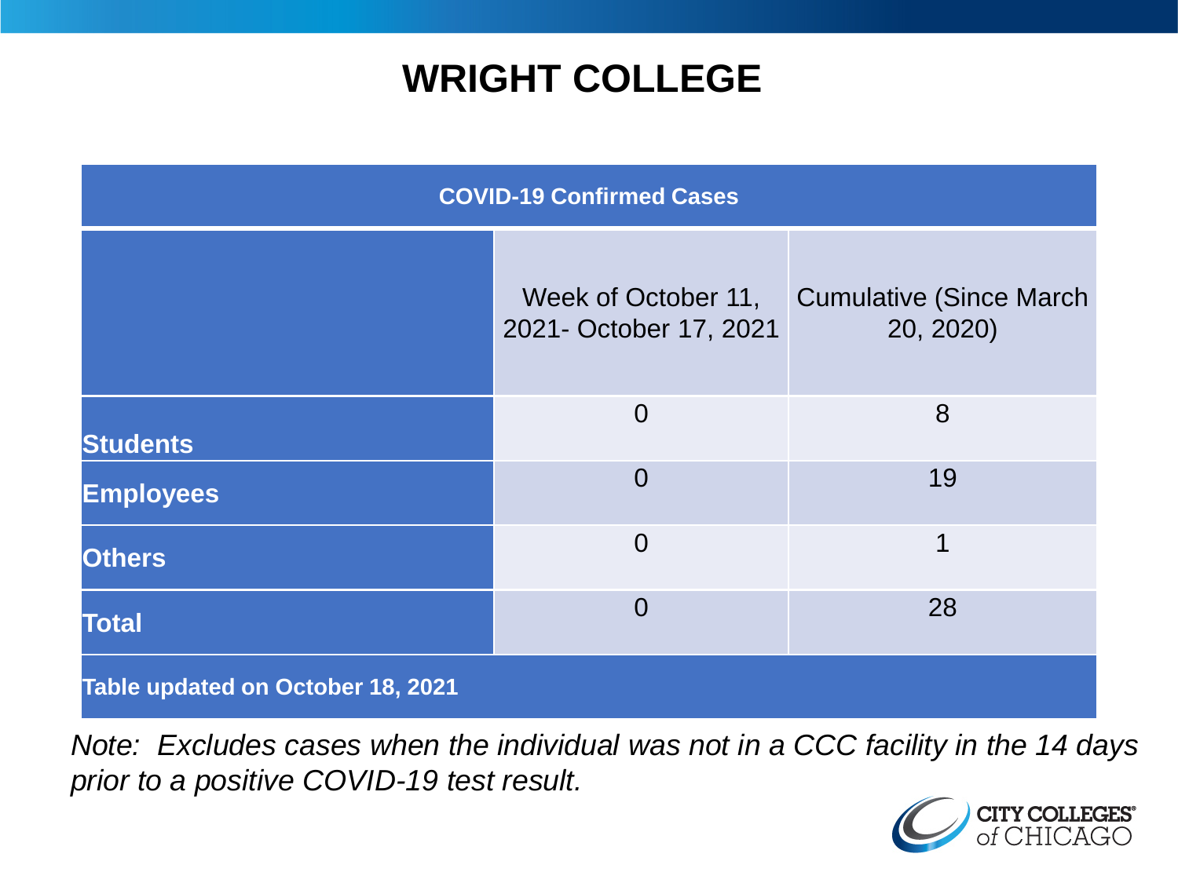# WRIGHT COLLEGE

| COVID-19 Confirmed Cases | | |
|---|---|---|
| | Week of October 11, 2021- October 17, 2021 | Cumulative (Since March 20, 2020) |
| **Students** | 0 | 8 |
| **Employees** | 0 | 19 |
| **Others** | 0 | 1 |
| **Total** | 0 | 28 |
| **Table updated on October 18, 2021** | | |

*Note: Excludes cases when the individual was not in a CCC facility in the 14 days prior to a positive COVID-19 test result.*

CITY COLLEGES of CHICAGO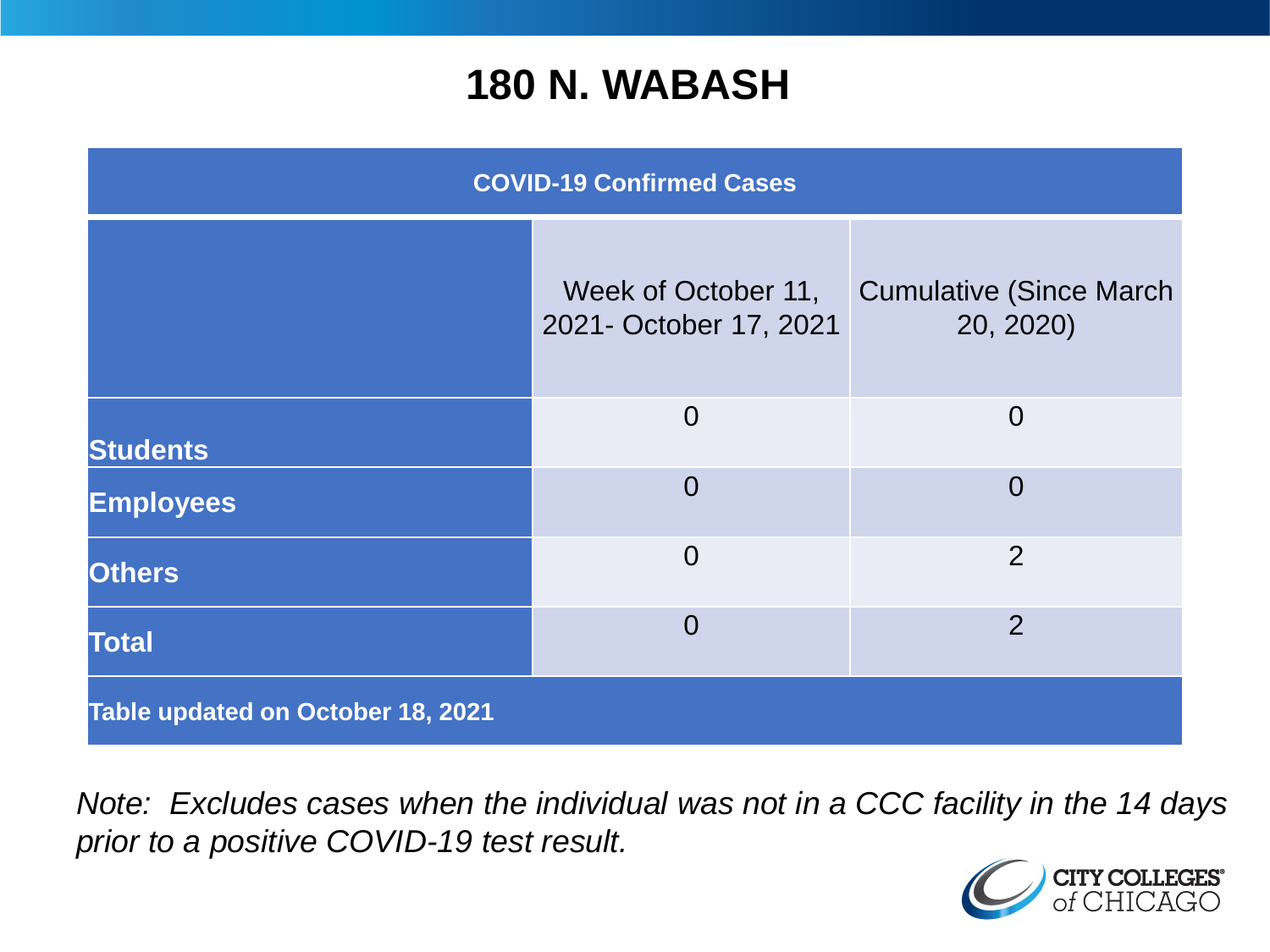# 180 N. WABASH

| COVID-19 Confirmed Cases | | |
|---|---|---|
| | Week of October 11, 2021- October 17, 2021 | Cumulative (Since March 20, 2020) |
| **Students** | 0 | 0 |
| **Employees** | 0 | 0 |
| **Others** | 0 | 2 |
| **Total** | 0 | 2 |
| **Table updated on October 18, 2021** | | |

*Note: Excludes cases when the individual was not in a CCC facility in the 14 days prior to a positive COVID-19 test result.*

CITY COLLEGES of CHICAGO